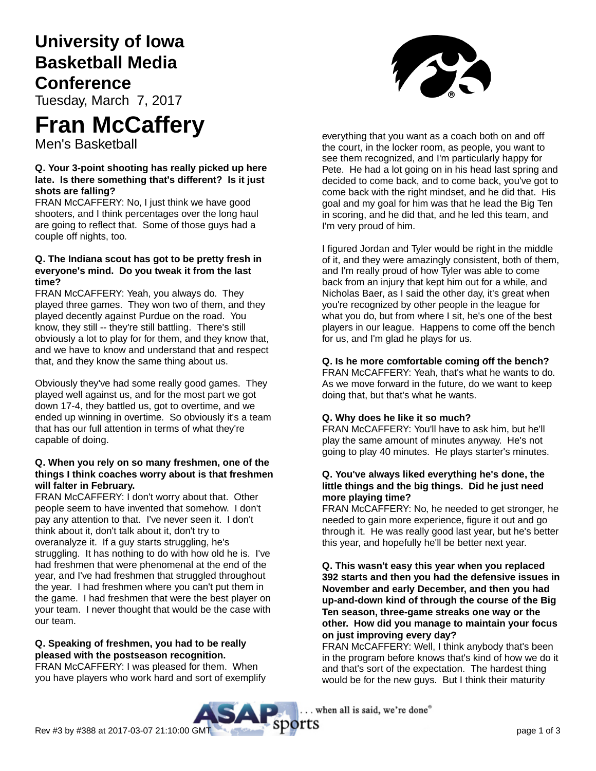# University of Iowa Basketball Media Conference

Tuesday, March 7, 2017

# Fran McCaffery

Men's Basketball

**Q. Your 3-point shooting has really picked up here late. Is there something that's different? Is it just shots are falling?**

FRAN McCAFFERY: No, I just think we have good shooters, and I think percentages over the long haul are going to reflect that. Some of those guys had a couple off nights, too.

**Q. The Indiana scout has got to be pretty fresh in everyone's mind. Do you tweak it from the last time?**

FRAN McCAFFERY: Yeah, you always do. They played three games. They won two of them, and they played decently against Purdue on the road. You know, they still -- they're still battling. There's still obviously a lot to play for for them, and they know that, and we have to know and understand that and respect that, and they know the same thing about us.

Obviously they've had some really good games. They played well against us, and for the most part we got down 17-4, they battled us, got to overtime, and we ended up winning in overtime. So obviously it's a team that has our full attention in terms of what they're capable of doing.

**Q. When you rely on so many freshmen, one of the things I think coaches worry about is that freshmen will falter in February.**

FRAN McCAFFERY: I don't worry about that. Other people seem to have invented that somehow. I don't pay any attention to that. I've never seen it. I don't think about it, don't talk about it, don't try to overanalyze it. If a guy starts struggling, he's struggling. It has nothing to do with how old he is. I've had freshmen that were phenomenal at the end of the year, and I've had freshmen that struggled throughout the year. I had freshmen where you can't put them in the game. I had freshmen that were the best player on your team. I never thought that would be the case with our team.

**Q. Speaking of freshmen, you had to be really pleased with the postseason recognition.**

FRAN McCAFFERY: I was pleased for them. When you have players who work hard and sort of exemplify everything that you want as a coach both on and off the court, in the locker room, as people, you want to see them recognized, and I'm particularly happy for Pete. He had a lot going on in his head last spring and decided to come back, and to come back, you've got to come back with the right mindset, and he did that. His goal and my goal for him was that he lead the Big Ten in scoring, and he did that, and he led this team, and I'm very proud of him.

I figured Jordan and Tyler would be right in the middle of it, and they were amazingly consistent, both of them, and I'm really proud of how Tyler was able to come back from an injury that kept him out for a while, and Nicholas Baer, as I said the other day, it's great when you're recognized by other people in the league for what you do, but from where I sit, he's one of the best players in our league. Happens to come off the bench for us, and I'm glad he plays for us.

**Q. Is he more comfortable coming off the bench?**

FRAN McCAFFERY: Yeah, that's what he wants to do. As we move forward in the future, do we want to keep doing that, but that's what he wants.

**Q. Why does he like it so much?**

FRAN McCAFFERY: You'll have to ask him, but he'll play the same amount of minutes anyway. He's not going to play 40 minutes. He plays starter's minutes.

**Q. You've always liked everything he's done, the little things and the big things. Did he just need more playing time?**

FRAN McCAFFERY: No, he needed to get stronger, he needed to gain more experience, figure it out and go through it. He was really good last year, but he's better this year, and hopefully he'll be better next year.

**Q. This wasn't easy this year when you replaced 392 starts and then you had the defensive issues in November and early December, and then you had up-and-down kind of through the course of the Big Ten season, three-game streaks one way or the other. How did you manage to maintain your focus on just improving every day?**

FRAN McCAFFERY: Well, I think anybody that's been in the program before knows that's kind of how we do it and that's sort of the expectation. The hardest thing would be for the new guys. But I think their maturity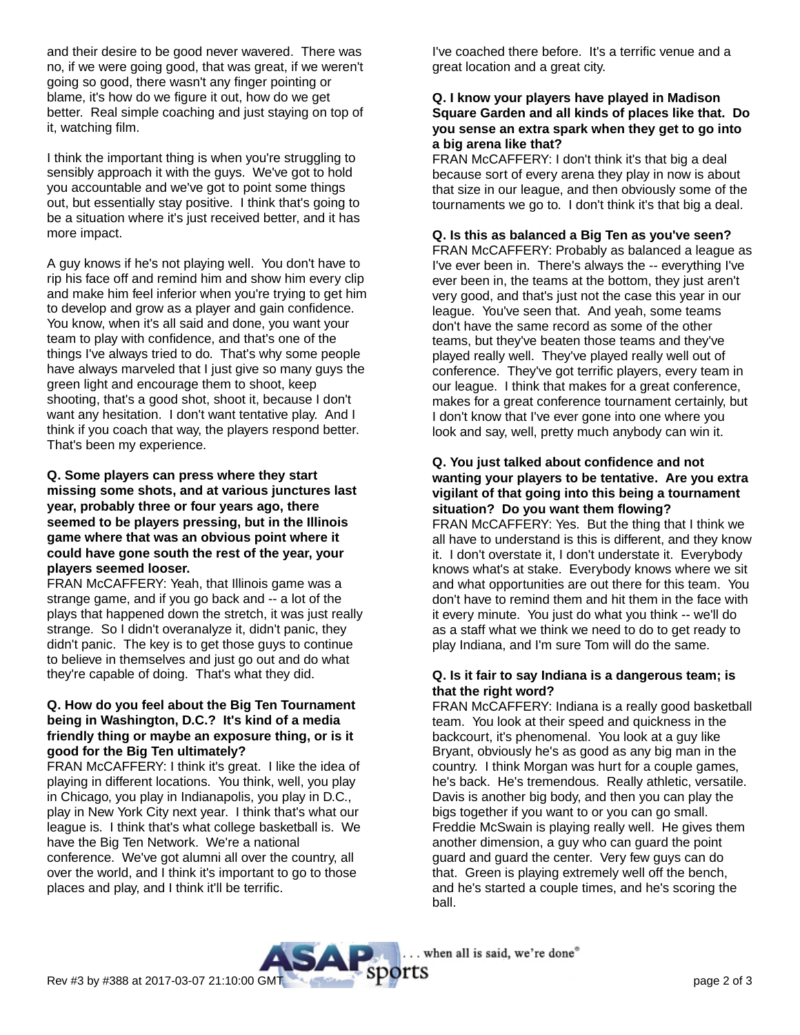and their desire to be good never wavered. There was no, if we were going good, that was great, if we weren't going so good, there wasn't any finger pointing or blame, it's how do we figure it out, how do we get better. Real simple coaching and just staying on top of it, watching film.

I think the important thing is when you're struggling to sensibly approach it with the guys. We've got to hold you accountable and we've got to point some things out, but essentially stay positive. I think that's going to be a situation where it's just received better, and it has more impact.

A guy knows if he's not playing well. You don't have to rip his face off and remind him and show him every clip and make him feel inferior when you're trying to get him to develop and grow as a player and gain confidence. You know, when it's all said and done, you want your team to play with confidence, and that's one of the things I've always tried to do. That's why some people have always marveled that I just give so many guys the green light and encourage them to shoot, keep shooting, that's a good shot, shoot it, because I don't want any hesitation. I don't want tentative play. And I think if you coach that way, the players respond better. That's been my experience.

**Q. Some players can press where they start missing some shots, and at various junctures last year, probably three or four years ago, there seemed to be players pressing, but in the Illinois game where that was an obvious point where it could have gone south the rest of the year, your players seemed looser.**

FRAN McCAFFERY: Yeah, that Illinois game was a strange game, and if you go back and -- a lot of the plays that happened down the stretch, it was just really strange. So I didn't overanalyze it, didn't panic, they didn't panic. The key is to get those guys to continue to believe in themselves and just go out and do what they're capable of doing. That's what they did.

**Q. How do you feel about the Big Ten Tournament being in Washington, D.C.? It's kind of a media friendly thing or maybe an exposure thing, or is it good for the Big Ten ultimately?**

FRAN McCAFFERY: I think it's great. I like the idea of playing in different locations. You think, well, you play in Chicago, you play in Indianapolis, you play in D.C., play in New York City next year. I think that's what our league is. I think that's what college basketball is. We have the Big Ten Network. We're a national conference. We've got alumni all over the country, all over the world, and I think it's important to go to those places and play, and I think it'll be terrific.

I've coached there before. It's a terrific venue and a great location and a great city.

**Q. I know your players have played in Madison Square Garden and all kinds of places like that. Do you sense an extra spark when they get to go into a big arena like that?**

FRAN McCAFFERY: I don't think it's that big a deal because sort of every arena they play in now is about that size in our league, and then obviously some of the tournaments we go to. I don't think it's that big a deal.

**Q. Is this as balanced a Big Ten as you've seen?**

FRAN McCAFFERY: Probably as balanced a league as I've ever been in. There's always the -- everything I've ever been in, the teams at the bottom, they just aren't very good, and that's just not the case this year in our league. You've seen that. And yeah, some teams don't have the same record as some of the other teams, but they've beaten those teams and they've played really well. They've played really well out of conference. They've got terrific players, every team in our league. I think that makes for a great conference, makes for a great conference tournament certainly, but I don't know that I've ever gone into one where you look and say, well, pretty much anybody can win it.

**Q. You just talked about confidence and not wanting your players to be tentative. Are you extra vigilant of that going into this being a tournament situation? Do you want them flowing?**

FRAN McCAFFERY: Yes. But the thing that I think we all have to understand is this is different, and they know it. I don't overstate it, I don't understate it. Everybody knows what's at stake. Everybody knows where we sit and what opportunities are out there for this team. You don't have to remind them and hit them in the face with it every minute. You just do what you think -- we'll do as a staff what we think we need to do to get ready to play Indiana, and I'm sure Tom will do the same.

**Q. Is it fair to say Indiana is a dangerous team; is that the right word?**

FRAN McCAFFERY: Indiana is a really good basketball team. You look at their speed and quickness in the backcourt, it's phenomenal. You look at a guy like Bryant, obviously he's as good as any big man in the country. I think Morgan was hurt for a couple games, he's back. He's tremendous. Really athletic, versatile. Davis is another big body, and then you can play the bigs together if you want to or you can go small. Freddie McSwain is playing really well. He gives them another dimension, a guy who can guard the point guard and guard the center. Very few guys can do that. Green is playing extremely well off the bench, and he's started a couple times, and he's scoring the ball.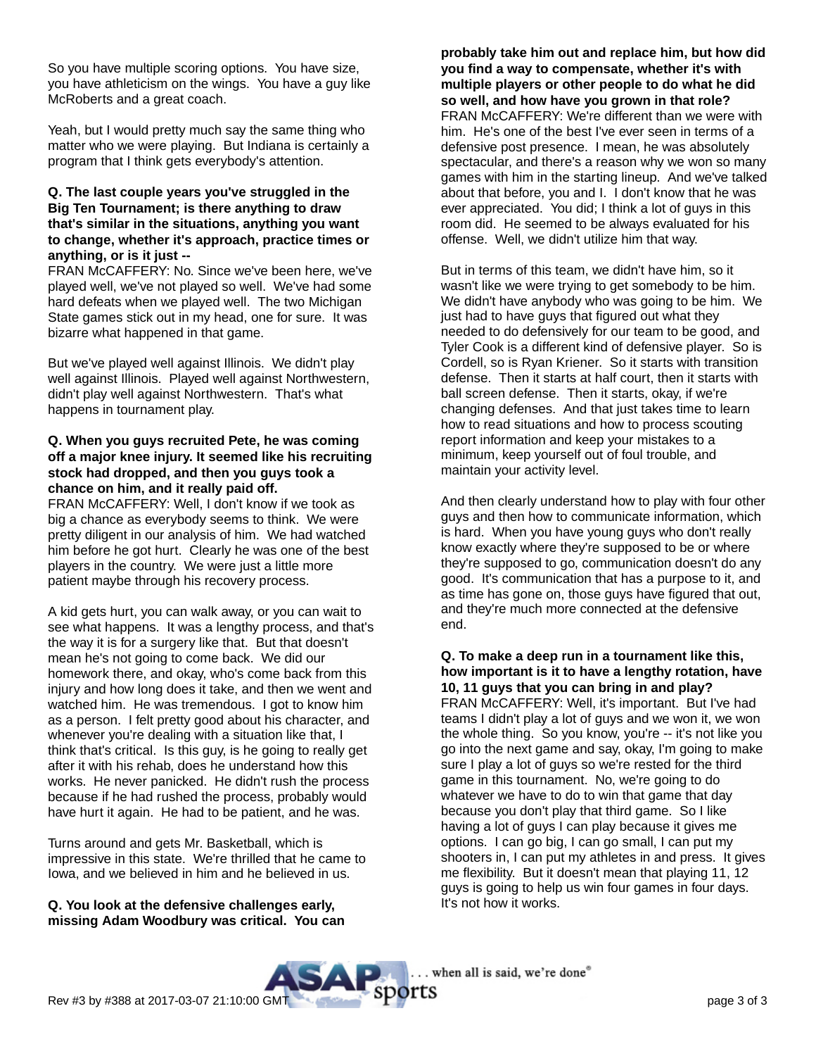So you have multiple scoring options. You have size, you have athleticism on the wings. You have a guy like McRoberts and a great coach.

Yeah, but I would pretty much say the same thing who matter who we were playing. But Indiana is certainly a program that I think gets everybody's attention.

**Q. The last couple years you've struggled in the Big Ten Tournament; is there anything to draw that's similar in the situations, anything you want to change, whether it's approach, practice times or anything, or is it just --**

FRAN McCAFFERY: No. Since we've been here, we've played well, we've not played so well. We've had some hard defeats when we played well. The two Michigan State games stick out in my head, one for sure. It was bizarre what happened in that game.

But we've played well against Illinois. We didn't play well against Illinois. Played well against Northwestern, didn't play well against Northwestern. That's what happens in tournament play.

**Q. When you guys recruited Pete, he was coming off a major knee injury. It seemed like his recruiting stock had dropped, and then you guys took a chance on him, and it really paid off.**

FRAN McCAFFERY: Well, I don't know if we took as big a chance as everybody seems to think. We were pretty diligent in our analysis of him. We had watched him before he got hurt. Clearly he was one of the best players in the country. We were just a little more patient maybe through his recovery process.

A kid gets hurt, you can walk away, or you can wait to see what happens. It was a lengthy process, and that's the way it is for a surgery like that. But that doesn't mean he's not going to come back. We did our homework there, and okay, who's come back from this injury and how long does it take, and then we went and watched him. He was tremendous. I got to know him as a person. I felt pretty good about his character, and whenever you're dealing with a situation like that, I think that's critical. Is this guy, is he going to really get after it with his rehab, does he understand how this works. He never panicked. He didn't rush the process because if he had rushed the process, probably would have hurt it again. He had to be patient, and he was.

Turns around and gets Mr. Basketball, which is impressive in this state. We're thrilled that he came to Iowa, and we believed in him and he believed in us.

**Q. You look at the defensive challenges early, missing Adam Woodbury was critical. You can probably take him out and replace him, but how did you find a way to compensate, whether it's with multiple players or other people to do what he did so well, and how have you grown in that role?**

FRAN McCAFFERY: We're different than we were with him. He's one of the best I've ever seen in terms of a defensive post presence. I mean, he was absolutely spectacular, and there's a reason why we won so many games with him in the starting lineup. And we've talked about that before, you and I. I don't know that he was ever appreciated. You did; I think a lot of guys in this room did. He seemed to be always evaluated for his offense. Well, we didn't utilize him that way.

But in terms of this team, we didn't have him, so it wasn't like we were trying to get somebody to be him. We didn't have anybody who was going to be him. We just had to have guys that figured out what they needed to do defensively for our team to be good, and Tyler Cook is a different kind of defensive player. So is Cordell, so is Ryan Kriener. So it starts with transition defense. Then it starts at half court, then it starts with ball screen defense. Then it starts, okay, if we're changing defenses. And that just takes time to learn how to read situations and how to process scouting report information and keep your mistakes to a minimum, keep yourself out of foul trouble, and maintain your activity level.

And then clearly understand how to play with four other guys and then how to communicate information, which is hard. When you have young guys who don't really know exactly where they're supposed to be or where they're supposed to go, communication doesn't do any good. It's communication that has a purpose to it, and as time has gone on, those guys have figured that out, and they're much more connected at the defensive end.

**Q. To make a deep run in a tournament like this, how important is it to have a lengthy rotation, have 10, 11 guys that you can bring in and play?**

FRAN McCAFFERY: Well, it's important. But I've had teams I didn't play a lot of guys and we won it, we won the whole thing. So you know, you're -- it's not like you go into the next game and say, okay, I'm going to make sure I play a lot of guys so we're rested for the third game in this tournament. No, we're going to do whatever we have to do to win that game that day because you don't play that third game. So I like having a lot of guys I can play because it gives me options. I can go big, I can go small, I can put my shooters in, I can put my athletes in and press. It gives me flexibility. But it doesn't mean that playing 11, 12 guys is going to help us win four games in four days. It's not how it works.